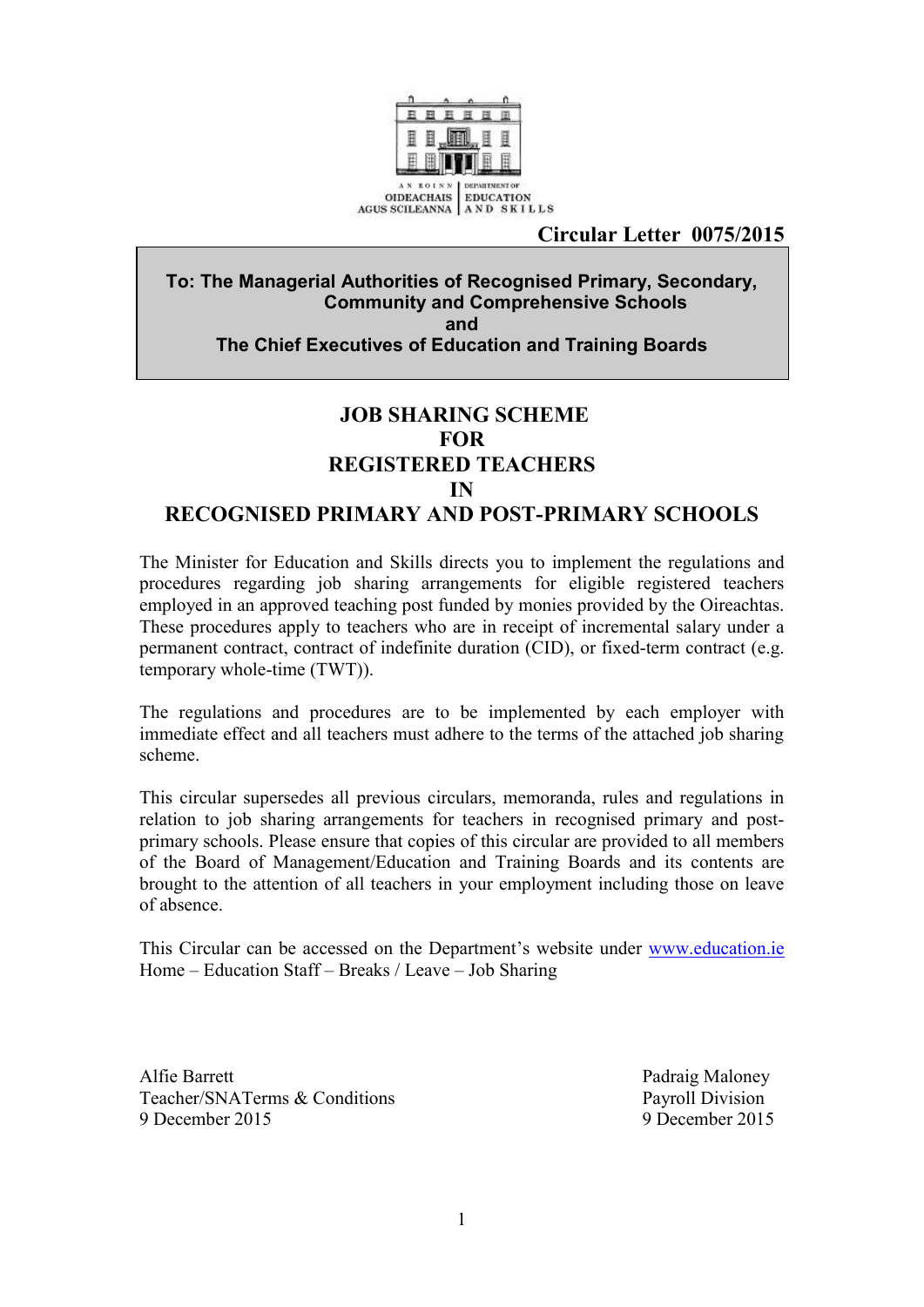AN ROINN OIDEACHAIS AGUS SCILEANNA | DEPARTMENT OF EDUCATION AND SKILLS

**Circular Letter 0075/2015**

**To: The Managerial Authorities of Recognised Primary, Secondary, Community and Comprehensive Schools**
**and**
**The Chief Executives of Education and Training Boards**

# JOB SHARING SCHEME FOR REGISTERED TEACHERS IN RECOGNISED PRIMARY AND POST-PRIMARY SCHOOLS

The Minister for Education and Skills directs you to implement the regulations and procedures regarding job sharing arrangements for eligible registered teachers employed in an approved teaching post funded by monies provided by the Oireachtas. These procedures apply to teachers who are in receipt of incremental salary under a permanent contract, contract of indefinite duration (CID), or fixed-term contract (e.g. temporary whole-time (TWT)).

The regulations and procedures are to be implemented by each employer with immediate effect and all teachers must adhere to the terms of the attached job sharing scheme.

This circular supersedes all previous circulars, memoranda, rules and regulations in relation to job sharing arrangements for teachers in recognised primary and post-primary schools. Please ensure that copies of this circular are provided to all members of the Board of Management/Education and Training Boards and its contents are brought to the attention of all teachers in your employment including those on leave of absence.

This Circular can be accessed on the Department's website under www.education.ie Home – Education Staff – Breaks / Leave – Job Sharing

Alfie Barrett
Teacher/SNATerms & Conditions
9 December 2015

Padraig Maloney
Payroll Division
9 December 2015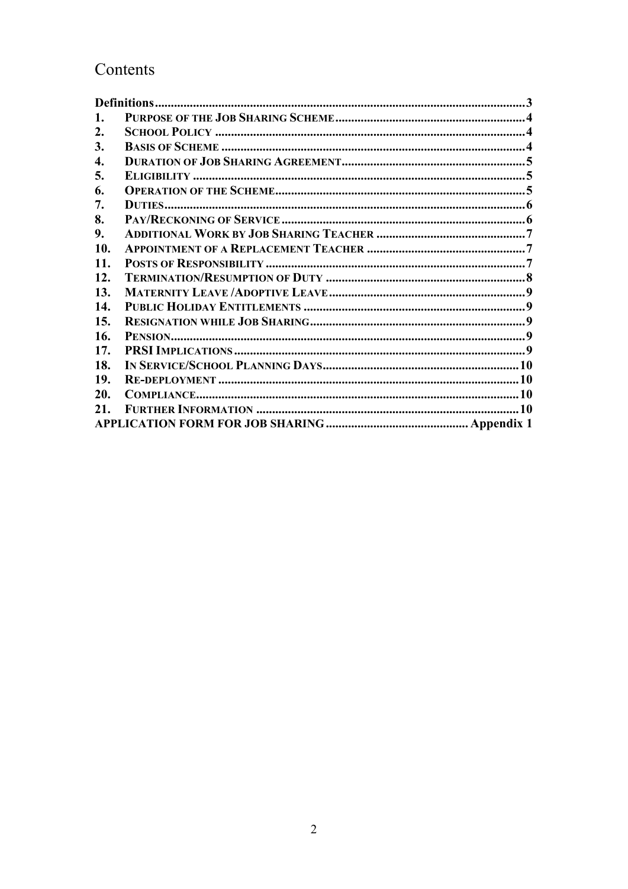# Contents

| | | |
|---|---|---|
| **Definitions** | | 3 |
| **1.** | **Purpose of the Job Sharing Scheme** | 4 |
| **2.** | **School Policy** | 4 |
| **3.** | **Basis of Scheme** | 4 |
| **4.** | **Duration of Job Sharing Agreement** | 5 |
| **5.** | **Eligibility** | 5 |
| **6.** | **Operation of the Scheme** | 5 |
| **7.** | **Duties** | 6 |
| **8.** | **Pay/Reckoning of Service** | 6 |
| **9.** | **Additional Work by Job Sharing Teacher** | 7 |
| **10.** | **Appointment of a Replacement Teacher** | 7 |
| **11.** | **Posts of Responsibility** | 7 |
| **12.** | **Termination/Resumption of Duty** | 8 |
| **13.** | **Maternity Leave /Adoptive Leave** | 9 |
| **14.** | **Public Holiday Entitlements** | 9 |
| **15.** | **Resignation while Job Sharing** | 9 |
| **16.** | **Pension** | 9 |
| **17.** | **PRSI Implications** | 9 |
| **18.** | **In Service/School Planning Days** | 10 |
| **19.** | **Re-deployment** | 10 |
| **20.** | **Compliance** | 10 |
| **21.** | **Further Information** | 10 |
| **APPLICATION FORM FOR JOB SHARING** | | **Appendix 1** |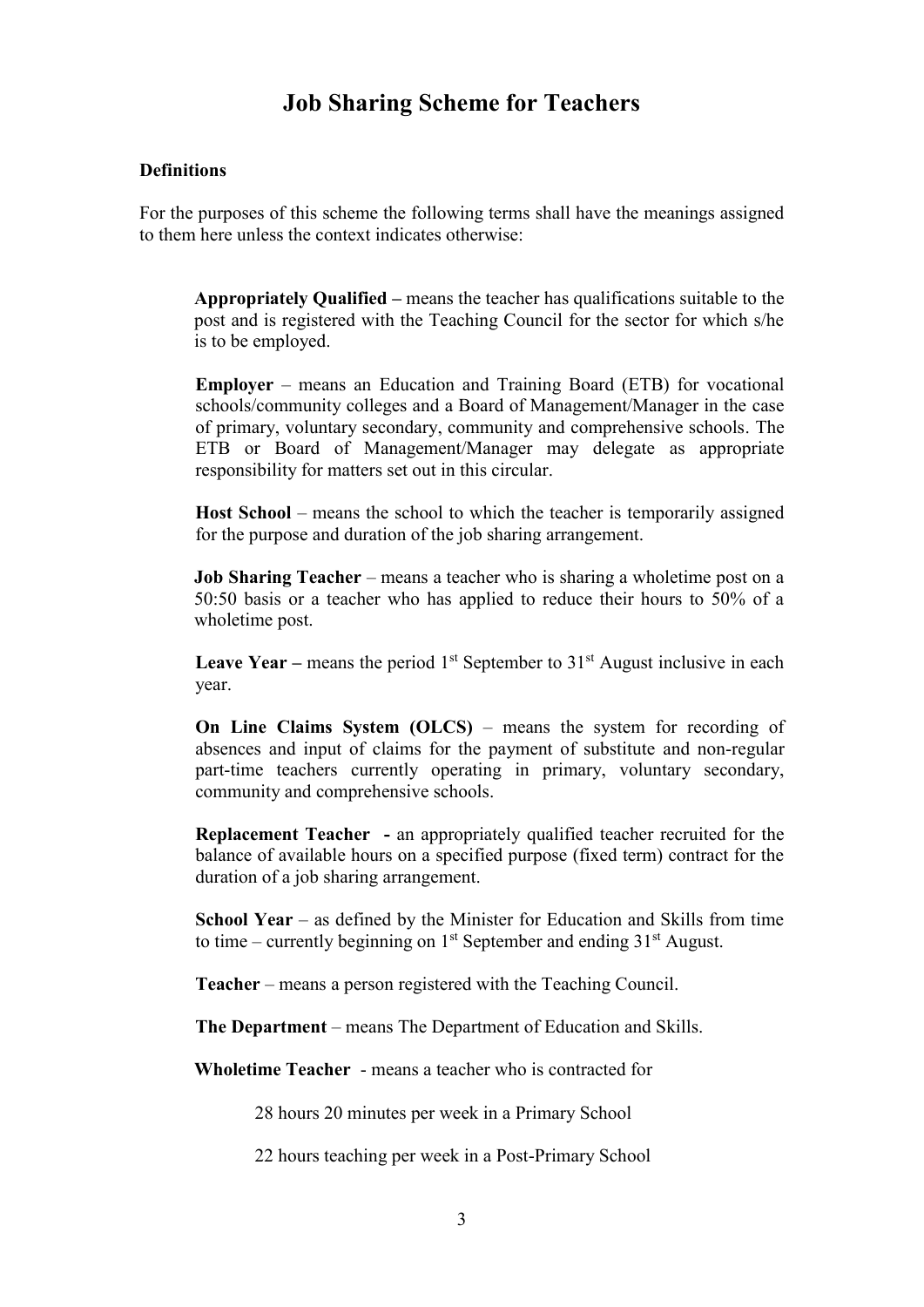# Job Sharing Scheme for Teachers

**Definitions**

For the purposes of this scheme the following terms shall have the meanings assigned to them here unless the context indicates otherwise:

**Appropriately Qualified –** means the teacher has qualifications suitable to the post and is registered with the Teaching Council for the sector for which s/he is to be employed.

**Employer** – means an Education and Training Board (ETB) for vocational schools/community colleges and a Board of Management/Manager in the case of primary, voluntary secondary, community and comprehensive schools. The ETB or Board of Management/Manager may delegate as appropriate responsibility for matters set out in this circular.

**Host School** – means the school to which the teacher is temporarily assigned for the purpose and duration of the job sharing arrangement.

**Job Sharing Teacher** – means a teacher who is sharing a wholetime post on a 50:50 basis or a teacher who has applied to reduce their hours to 50% of a wholetime post.

**Leave Year –** means the period 1st September to 31st August inclusive in each year.

**On Line Claims System (OLCS)** – means the system for recording of absences and input of claims for the payment of substitute and non-regular part-time teachers currently operating in primary, voluntary secondary, community and comprehensive schools.

**Replacement Teacher -** an appropriately qualified teacher recruited for the balance of available hours on a specified purpose (fixed term) contract for the duration of a job sharing arrangement.

**School Year** – as defined by the Minister for Education and Skills from time to time – currently beginning on 1st September and ending 31st August.

**Teacher** – means a person registered with the Teaching Council.

**The Department** – means The Department of Education and Skills.

**Wholetime Teacher** - means a teacher who is contracted for

28 hours 20 minutes per week in a Primary School

22 hours teaching per week in a Post-Primary School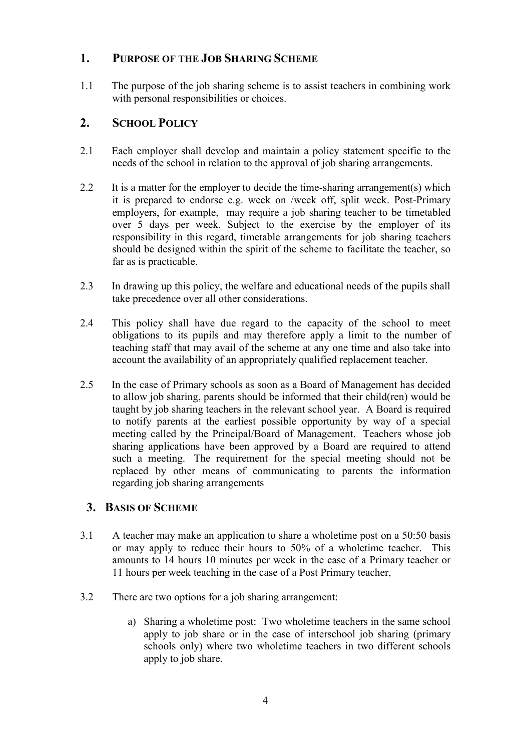## 1. PURPOSE OF THE JOB SHARING SCHEME

1.1 The purpose of the job sharing scheme is to assist teachers in combining work with personal responsibilities or choices.

## 2. SCHOOL POLICY

2.1 Each employer shall develop and maintain a policy statement specific to the needs of the school in relation to the approval of job sharing arrangements.

2.2 It is a matter for the employer to decide the time-sharing arrangement(s) which it is prepared to endorse e.g. week on /week off, split week. Post-Primary employers, for example, may require a job sharing teacher to be timetabled over 5 days per week. Subject to the exercise by the employer of its responsibility in this regard, timetable arrangements for job sharing teachers should be designed within the spirit of the scheme to facilitate the teacher, so far as is practicable.

2.3 In drawing up this policy, the welfare and educational needs of the pupils shall take precedence over all other considerations.

2.4 This policy shall have due regard to the capacity of the school to meet obligations to its pupils and may therefore apply a limit to the number of teaching staff that may avail of the scheme at any one time and also take into account the availability of an appropriately qualified replacement teacher.

2.5 In the case of Primary schools as soon as a Board of Management has decided to allow job sharing, parents should be informed that their child(ren) would be taught by job sharing teachers in the relevant school year. A Board is required to notify parents at the earliest possible opportunity by way of a special meeting called by the Principal/Board of Management. Teachers whose job sharing applications have been approved by a Board are required to attend such a meeting. The requirement for the special meeting should not be replaced by other means of communicating to parents the information regarding job sharing arrangements

## 3. BASIS OF SCHEME

3.1 A teacher may make an application to share a wholetime post on a 50:50 basis or may apply to reduce their hours to 50% of a wholetime teacher. This amounts to 14 hours 10 minutes per week in the case of a Primary teacher or 11 hours per week teaching in the case of a Post Primary teacher,

3.2 There are two options for a job sharing arrangement:

a) Sharing a wholetime post: Two wholetime teachers in the same school apply to job share or in the case of interschool job sharing (primary schools only) where two wholetime teachers in two different schools apply to job share.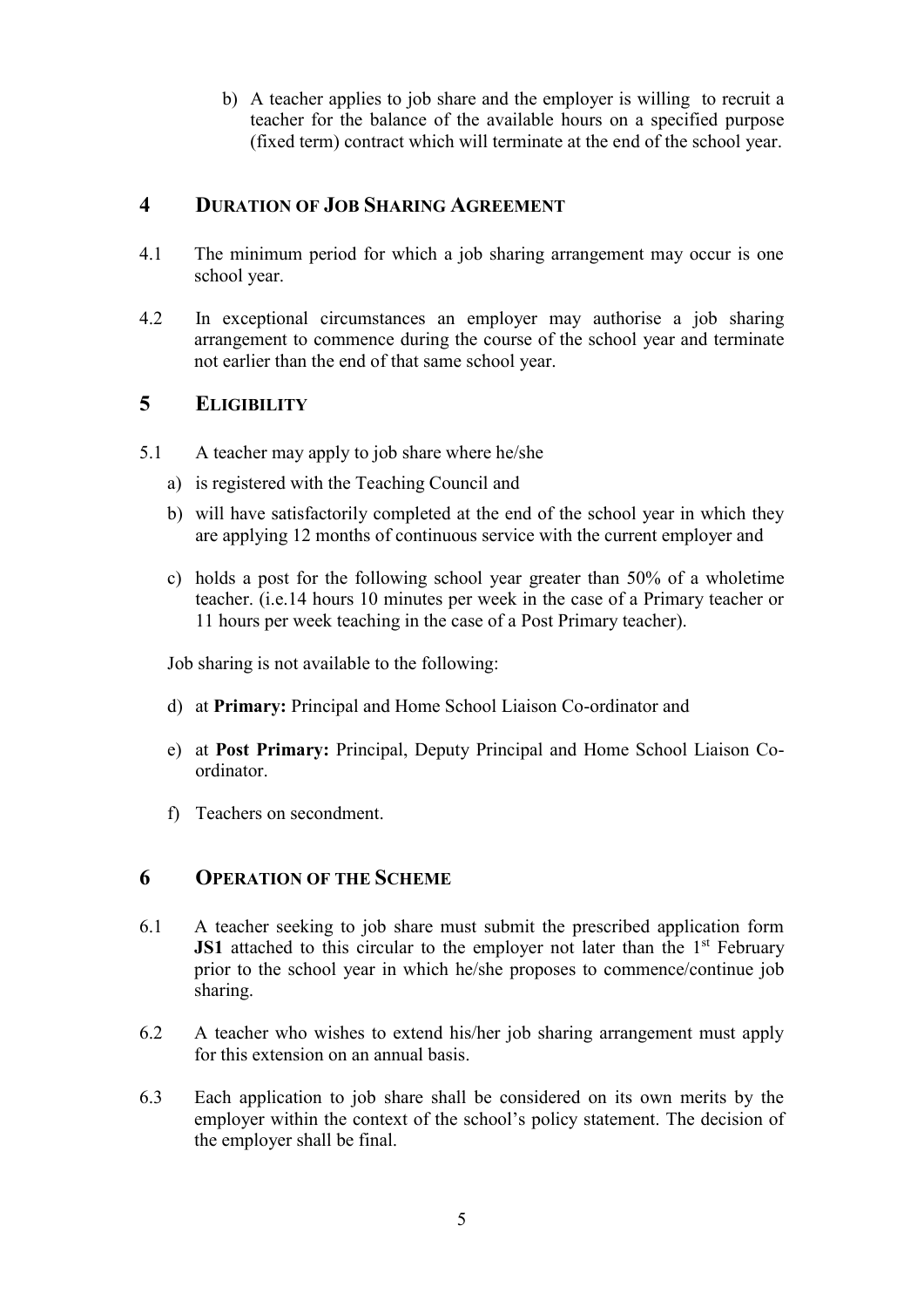b) A teacher applies to job share and the employer is willing to recruit a teacher for the balance of the available hours on a specified purpose (fixed term) contract which will terminate at the end of the school year.

## 4 DURATION OF JOB SHARING AGREEMENT

4.1 The minimum period for which a job sharing arrangement may occur is one school year.

4.2 In exceptional circumstances an employer may authorise a job sharing arrangement to commence during the course of the school year and terminate not earlier than the end of that same school year.

## 5 ELIGIBILITY

5.1 A teacher may apply to job share where he/she

a) is registered with the Teaching Council and

b) will have satisfactorily completed at the end of the school year in which they are applying 12 months of continuous service with the current employer and

c) holds a post for the following school year greater than 50% of a wholetime teacher. (i.e.14 hours 10 minutes per week in the case of a Primary teacher or 11 hours per week teaching in the case of a Post Primary teacher).

Job sharing is not available to the following:

d) at **Primary:** Principal and Home School Liaison Co-ordinator and

e) at **Post Primary:** Principal, Deputy Principal and Home School Liaison Co-ordinator.

f) Teachers on secondment.

## 6 OPERATION OF THE SCHEME

6.1 A teacher seeking to job share must submit the prescribed application form **JS1** attached to this circular to the employer not later than the 1st February prior to the school year in which he/she proposes to commence/continue job sharing.

6.2 A teacher who wishes to extend his/her job sharing arrangement must apply for this extension on an annual basis.

6.3 Each application to job share shall be considered on its own merits by the employer within the context of the school's policy statement. The decision of the employer shall be final.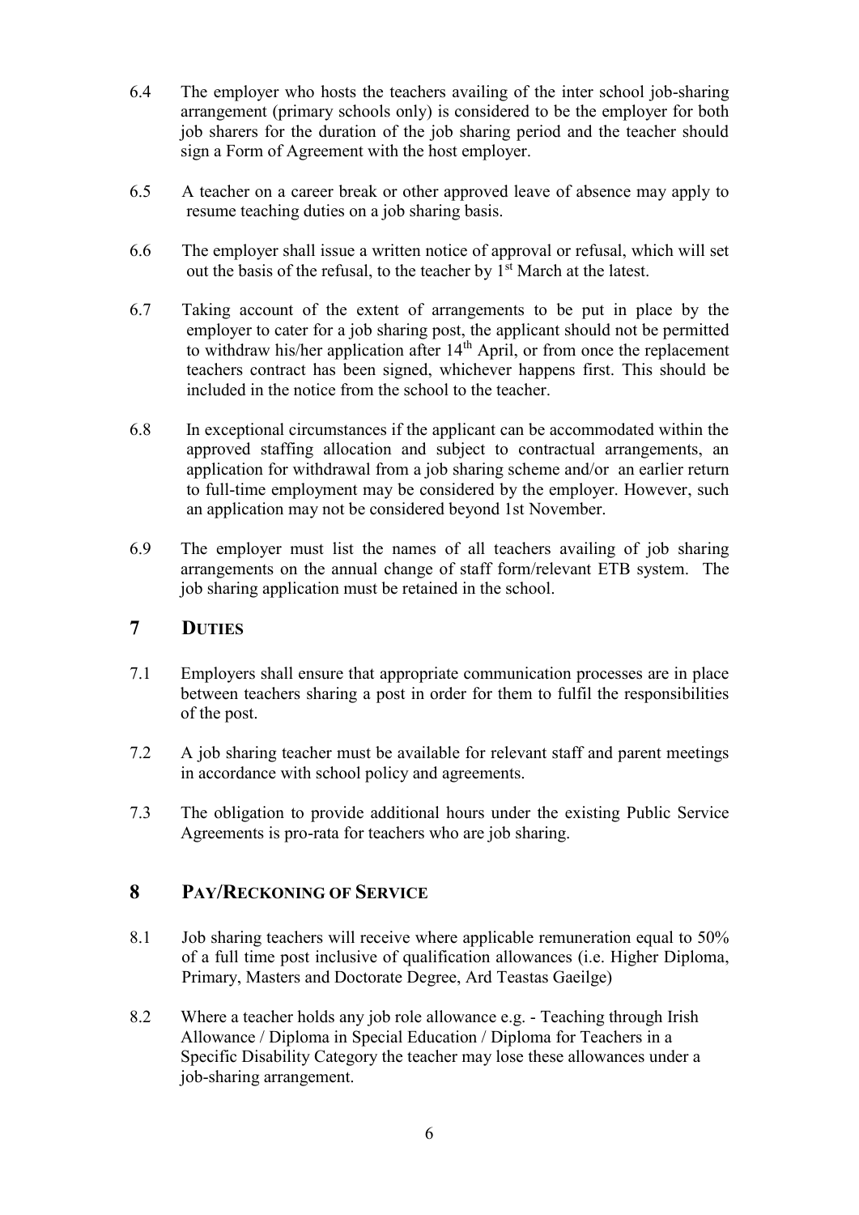6.4 The employer who hosts the teachers availing of the inter school job-sharing arrangement (primary schools only) is considered to be the employer for both job sharers for the duration of the job sharing period and the teacher should sign a Form of Agreement with the host employer.

6.5 A teacher on a career break or other approved leave of absence may apply to resume teaching duties on a job sharing basis.

6.6 The employer shall issue a written notice of approval or refusal, which will set out the basis of the refusal, to the teacher by 1st March at the latest.

6.7 Taking account of the extent of arrangements to be put in place by the employer to cater for a job sharing post, the applicant should not be permitted to withdraw his/her application after 14th April, or from once the replacement teachers contract has been signed, whichever happens first. This should be included in the notice from the school to the teacher.

6.8 In exceptional circumstances if the applicant can be accommodated within the approved staffing allocation and subject to contractual arrangements, an application for withdrawal from a job sharing scheme and/or an earlier return to full-time employment may be considered by the employer. However, such an application may not be considered beyond 1st November.

6.9 The employer must list the names of all teachers availing of job sharing arrangements on the annual change of staff form/relevant ETB system. The job sharing application must be retained in the school.

## 7 DUTIES

7.1 Employers shall ensure that appropriate communication processes are in place between teachers sharing a post in order for them to fulfil the responsibilities of the post.

7.2 A job sharing teacher must be available for relevant staff and parent meetings in accordance with school policy and agreements.

7.3 The obligation to provide additional hours under the existing Public Service Agreements is pro-rata for teachers who are job sharing.

## 8 PAY/RECKONING OF SERVICE

8.1 Job sharing teachers will receive where applicable remuneration equal to 50% of a full time post inclusive of qualification allowances (i.e. Higher Diploma, Primary, Masters and Doctorate Degree, Ard Teastas Gaeilge)

8.2 Where a teacher holds any job role allowance e.g. - Teaching through Irish Allowance / Diploma in Special Education / Diploma for Teachers in a Specific Disability Category the teacher may lose these allowances under a job-sharing arrangement.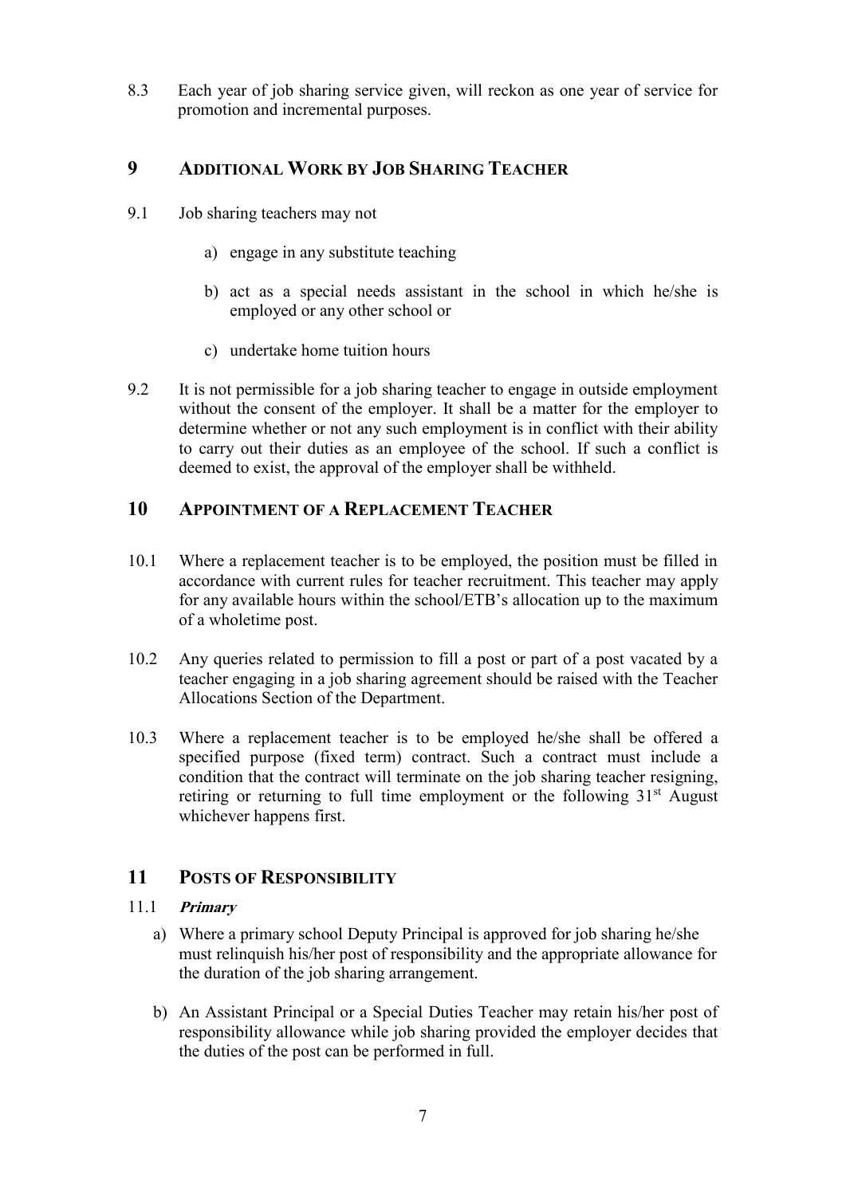8.3 Each year of job sharing service given, will reckon as one year of service for promotion and incremental purposes.

## 9 ADDITIONAL WORK BY JOB SHARING TEACHER

9.1 Job sharing teachers may not

a) engage in any substitute teaching

b) act as a special needs assistant in the school in which he/she is employed or any other school or

c) undertake home tuition hours

9.2 It is not permissible for a job sharing teacher to engage in outside employment without the consent of the employer. It shall be a matter for the employer to determine whether or not any such employment is in conflict with their ability to carry out their duties as an employee of the school. If such a conflict is deemed to exist, the approval of the employer shall be withheld.

## 10 APPOINTMENT OF A REPLACEMENT TEACHER

10.1 Where a replacement teacher is to be employed, the position must be filled in accordance with current rules for teacher recruitment. This teacher may apply for any available hours within the school/ETB's allocation up to the maximum of a wholetime post.

10.2 Any queries related to permission to fill a post or part of a post vacated by a teacher engaging in a job sharing agreement should be raised with the Teacher Allocations Section of the Department.

10.3 Where a replacement teacher is to be employed he/she shall be offered a specified purpose (fixed term) contract. Such a contract must include a condition that the contract will terminate on the job sharing teacher resigning, retiring or returning to full time employment or the following 31st August whichever happens first.

## 11 POSTS OF RESPONSIBILITY

### 11.1 *Primary*

a) Where a primary school Deputy Principal is approved for job sharing he/she must relinquish his/her post of responsibility and the appropriate allowance for the duration of the job sharing arrangement.

b) An Assistant Principal or a Special Duties Teacher may retain his/her post of responsibility allowance while job sharing provided the employer decides that the duties of the post can be performed in full.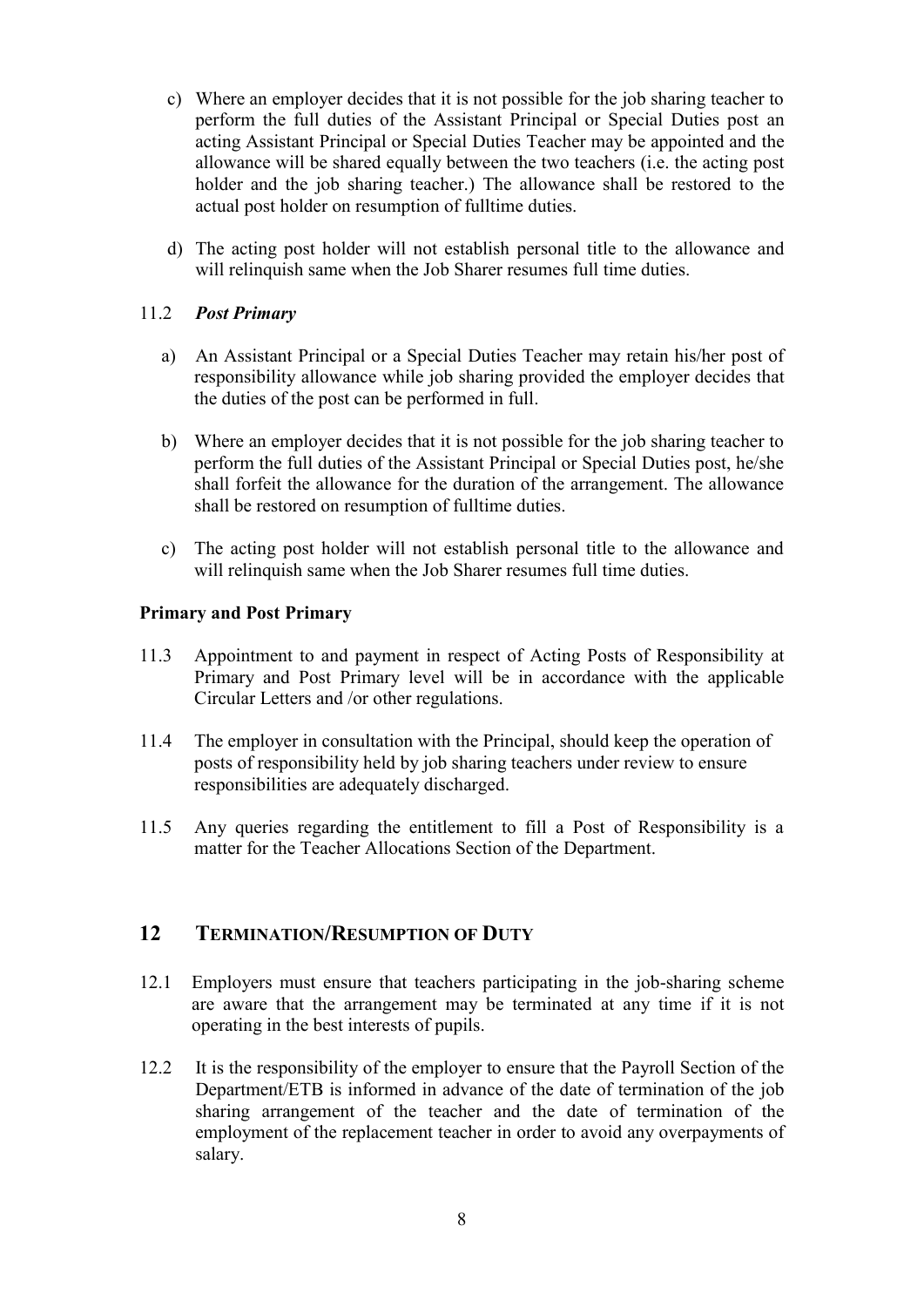c) Where an employer decides that it is not possible for the job sharing teacher to perform the full duties of the Assistant Principal or Special Duties post an acting Assistant Principal or Special Duties Teacher may be appointed and the allowance will be shared equally between the two teachers (i.e. the acting post holder and the job sharing teacher.) The allowance shall be restored to the actual post holder on resumption of fulltime duties.

d) The acting post holder will not establish personal title to the allowance and will relinquish same when the Job Sharer resumes full time duties.

11.2 ***Post Primary***

a) An Assistant Principal or a Special Duties Teacher may retain his/her post of responsibility allowance while job sharing provided the employer decides that the duties of the post can be performed in full.

b) Where an employer decides that it is not possible for the job sharing teacher to perform the full duties of the Assistant Principal or Special Duties post, he/she shall forfeit the allowance for the duration of the arrangement. The allowance shall be restored on resumption of fulltime duties.

c) The acting post holder will not establish personal title to the allowance and will relinquish same when the Job Sharer resumes full time duties.

**Primary and Post Primary**

11.3 Appointment to and payment in respect of Acting Posts of Responsibility at Primary and Post Primary level will be in accordance with the applicable Circular Letters and /or other regulations.

11.4 The employer in consultation with the Principal, should keep the operation of posts of responsibility held by job sharing teachers under review to ensure responsibilities are adequately discharged.

11.5 Any queries regarding the entitlement to fill a Post of Responsibility is a matter for the Teacher Allocations Section of the Department.

## 12 TERMINATION/RESUMPTION OF DUTY

12.1 Employers must ensure that teachers participating in the job-sharing scheme are aware that the arrangement may be terminated at any time if it is not operating in the best interests of pupils.

12.2 It is the responsibility of the employer to ensure that the Payroll Section of the Department/ETB is informed in advance of the date of termination of the job sharing arrangement of the teacher and the date of termination of the employment of the replacement teacher in order to avoid any overpayments of salary.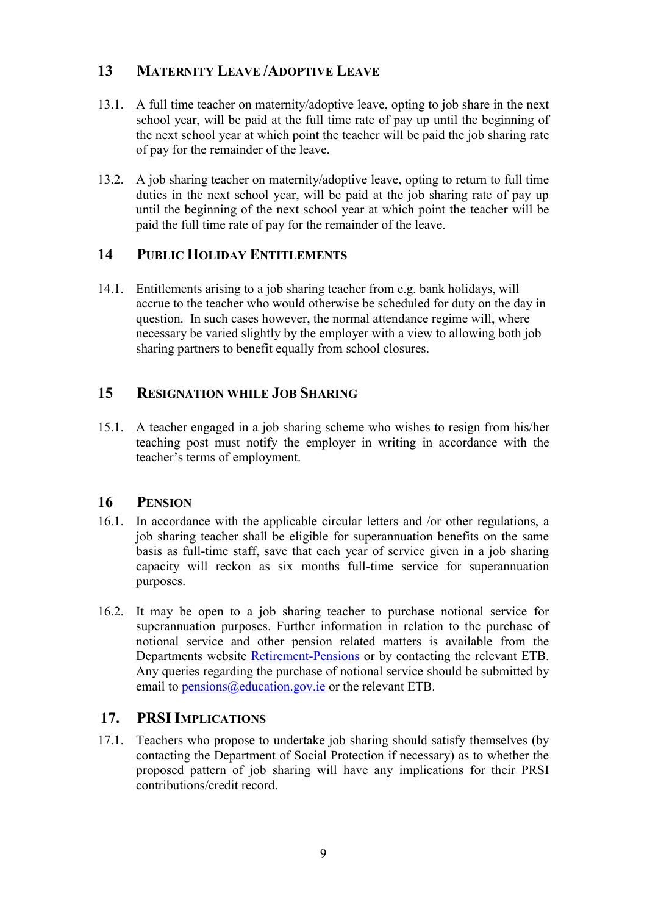## 13 MATERNITY LEAVE /ADOPTIVE LEAVE

13.1. A full time teacher on maternity/adoptive leave, opting to job share in the next school year, will be paid at the full time rate of pay up until the beginning of the next school year at which point the teacher will be paid the job sharing rate of pay for the remainder of the leave.

13.2. A job sharing teacher on maternity/adoptive leave, opting to return to full time duties in the next school year, will be paid at the job sharing rate of pay up until the beginning of the next school year at which point the teacher will be paid the full time rate of pay for the remainder of the leave.

## 14 PUBLIC HOLIDAY ENTITLEMENTS

14.1. Entitlements arising to a job sharing teacher from e.g. bank holidays, will accrue to the teacher who would otherwise be scheduled for duty on the day in question. In such cases however, the normal attendance regime will, where necessary be varied slightly by the employer with a view to allowing both job sharing partners to benefit equally from school closures.

## 15 RESIGNATION WHILE JOB SHARING

15.1. A teacher engaged in a job sharing scheme who wishes to resign from his/her teaching post must notify the employer in writing in accordance with the teacher's terms of employment.

## 16 PENSION

16.1. In accordance with the applicable circular letters and /or other regulations, a job sharing teacher shall be eligible for superannuation benefits on the same basis as full-time staff, save that each year of service given in a job sharing capacity will reckon as six months full-time service for superannuation purposes.

16.2. It may be open to a job sharing teacher to purchase notional service for superannuation purposes. Further information in relation to the purchase of notional service and other pension related matters is available from the Departments website [Retirement-Pensions] or by contacting the relevant ETB. Any queries regarding the purchase of notional service should be submitted by email to pensions@education.gov.ie or the relevant ETB.

## 17. PRSI IMPLICATIONS

17.1. Teachers who propose to undertake job sharing should satisfy themselves (by contacting the Department of Social Protection if necessary) as to whether the proposed pattern of job sharing will have any implications for their PRSI contributions/credit record.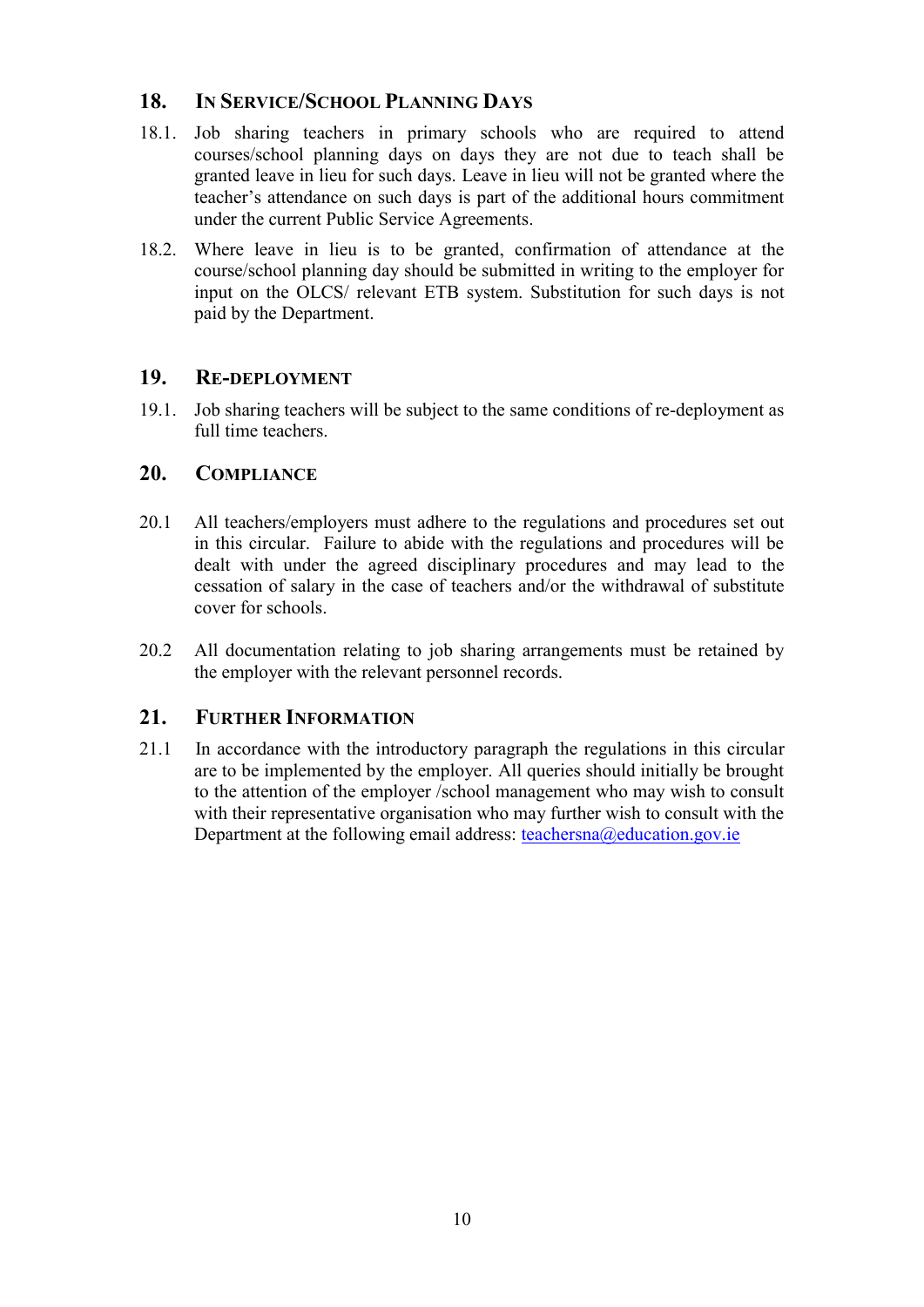## 18. In Service/School Planning Days

18.1. Job sharing teachers in primary schools who are required to attend courses/school planning days on days they are not due to teach shall be granted leave in lieu for such days. Leave in lieu will not be granted where the teacher's attendance on such days is part of the additional hours commitment under the current Public Service Agreements.

18.2. Where leave in lieu is to be granted, confirmation of attendance at the course/school planning day should be submitted in writing to the employer for input on the OLCS/ relevant ETB system. Substitution for such days is not paid by the Department.

## 19. Re-deployment

19.1. Job sharing teachers will be subject to the same conditions of re-deployment as full time teachers.

## 20. Compliance

20.1 All teachers/employers must adhere to the regulations and procedures set out in this circular. Failure to abide with the regulations and procedures will be dealt with under the agreed disciplinary procedures and may lead to the cessation of salary in the case of teachers and/or the withdrawal of substitute cover for schools.

20.2 All documentation relating to job sharing arrangements must be retained by the employer with the relevant personnel records.

## 21. Further Information

21.1 In accordance with the introductory paragraph the regulations in this circular are to be implemented by the employer. All queries should initially be brought to the attention of the employer /school management who may wish to consult with their representative organisation who may further wish to consult with the Department at the following email address: teachersna@education.gov.ie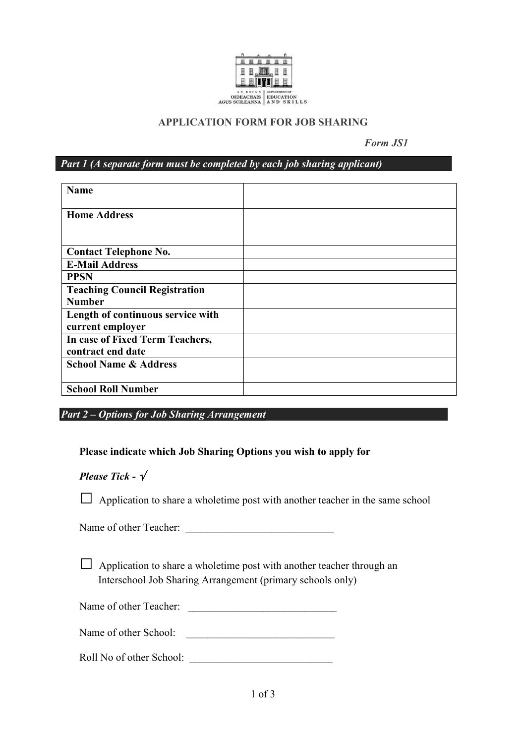AN ROINN OIDEACHAIS AGUS SCILEANNA | DEPARTMENT OF EDUCATION AND SKILLS

# APPLICATION FORM FOR JOB SHARING

*Form JS1*

***Part 1 (A separate form must be completed by each job sharing applicant)***

| | |
|---|---|
| **Name** | |
| **Home Address** | |
| **Contact Telephone No.** | |
| **E-Mail Address** | |
| **PPSN** | |
| **Teaching Council Registration Number** | |
| **Length of continuous service with current employer** | |
| **In case of Fixed Term Teachers, contract end date** | |
| **School Name & Address** | |
| **School Roll Number** | |

***Part 2 – Options for Job Sharing Arrangement***

**Please indicate which Job Sharing Options you wish to apply for**

***Please Tick - √***

☐ Application to share a wholetime post with another teacher in the same school

Name of other Teacher: ____________________________

☐ Application to share a wholetime post with another teacher through an Interschool Job Sharing Arrangement (primary schools only)

Name of other Teacher: ____________________________

Name of other School: ____________________________

Roll No of other School: ____________________________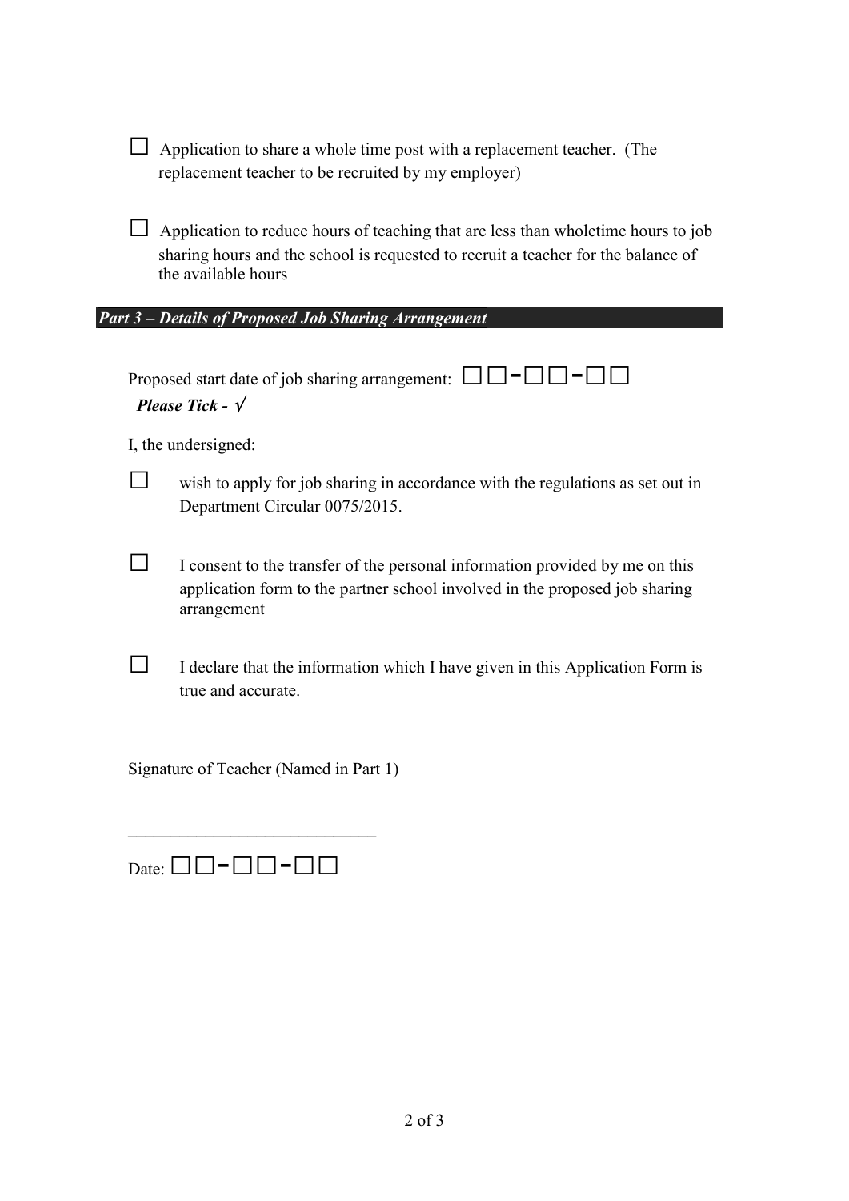☐ Application to share a whole time post with a replacement teacher. (The replacement teacher to be recruited by my employer)

☐ Application to reduce hours of teaching that are less than wholetime hours to job sharing hours and the school is requested to recruit a teacher for the balance of the available hours

## *Part 3 – Details of Proposed Job Sharing Arrangement*

Proposed start date of job sharing arrangement: ☐☐-☐☐-☐☐

***Please Tick - √***

I, the undersigned:

☐ wish to apply for job sharing in accordance with the regulations as set out in Department Circular 0075/2015.

☐ I consent to the transfer of the personal information provided by me on this application form to the partner school involved in the proposed job sharing arrangement

☐ I declare that the information which I have given in this Application Form is true and accurate.

Signature of Teacher (Named in Part 1)

____________________________

Date: ☐☐-☐☐-☐☐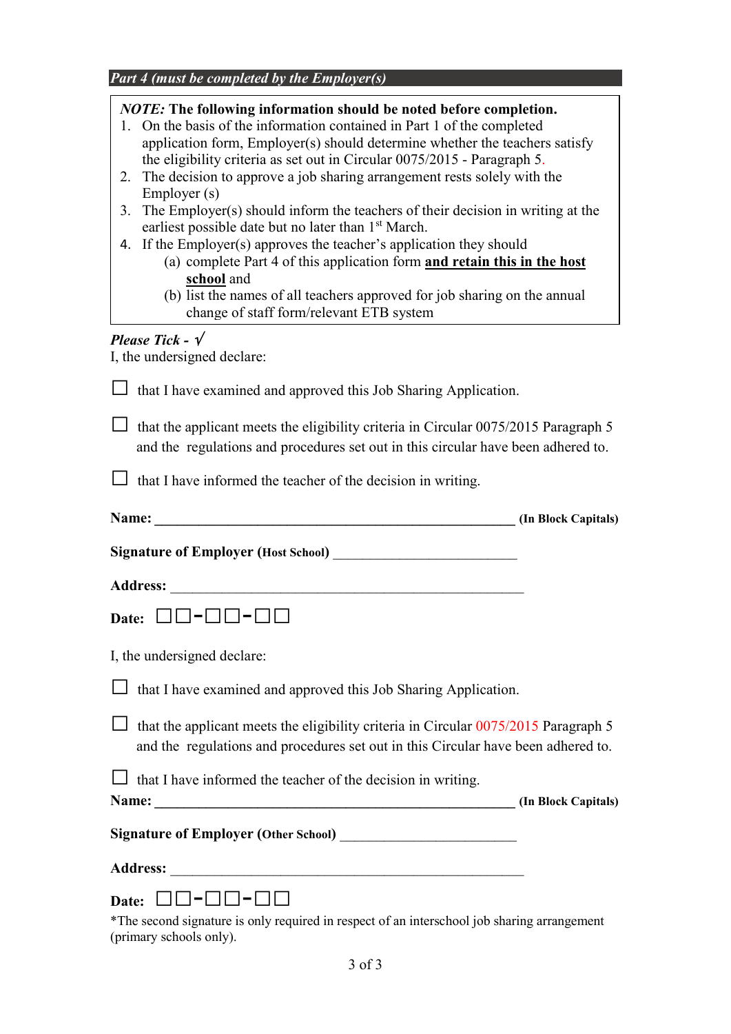## *Part 4 (must be completed by the Employer(s))*

***NOTE:*** **The following information should be noted before completion.**

1. On the basis of the information contained in Part 1 of the completed application form, Employer(s) should determine whether the teachers satisfy the eligibility criteria as set out in Circular 0075/2015 - Paragraph 5.
2. The decision to approve a job sharing arrangement rests solely with the Employer (s)
3. The Employer(s) should inform the teachers of their decision in writing at the earliest possible date but no later than 1st March.
4. If the Employer(s) approves the teacher's application they should
   - (a) complete Part 4 of this application form **and retain this in the host school** and
   - (b) list the names of all teachers approved for job sharing on the annual change of staff form/relevant ETB system

***Please Tick - √***

I, the undersigned declare:

☐ that I have examined and approved this Job Sharing Application.

☐ that the applicant meets the eligibility criteria in Circular 0075/2015 Paragraph 5 and the regulations and procedures set out in this circular have been adhered to.

☐ that I have informed the teacher of the decision in writing.

**Name:** ______________________________________________ **(In Block Capitals)**

**Signature of Employer (Host School)** ______________________________

**Address:** ______________________________________________

**Date:** ☐☐-☐☐-☐☐

I, the undersigned declare:

☐ that I have examined and approved this Job Sharing Application.

☐ that the applicant meets the eligibility criteria in Circular 0075/2015 Paragraph 5 and the regulations and procedures set out in this Circular have been adhered to.

☐ that I have informed the teacher of the decision in writing.

**Name:** ______________________________________________ **(In Block Capitals)**

**Signature of Employer (Other School)** ______________________________

**Address:** ______________________________________________

**Date:** ☐☐-☐☐-☐☐

*The second signature is only required in respect of an interschool job sharing arrangement (primary schools only).